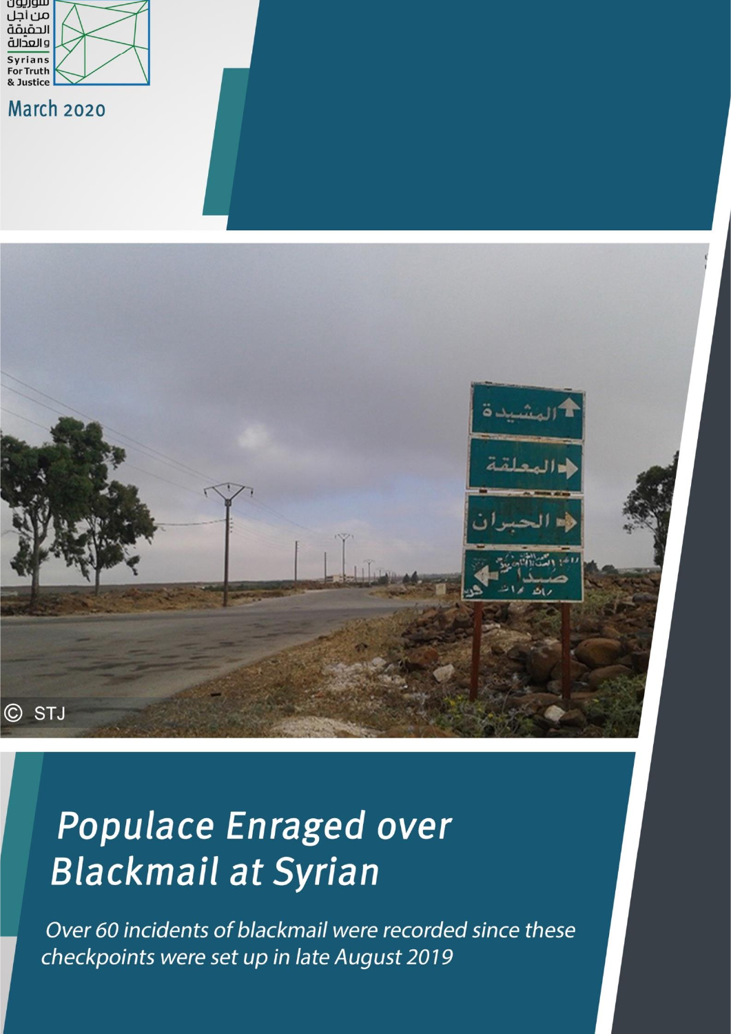سوريون من أجل الحقيقة والعدالة

Syrians For Truth & Justice

March 2020

# Populace Enraged over Blackmail at Syrian

*Over 60 incidents of blackmail were recorded since these checkpoints were set up in late August 2019*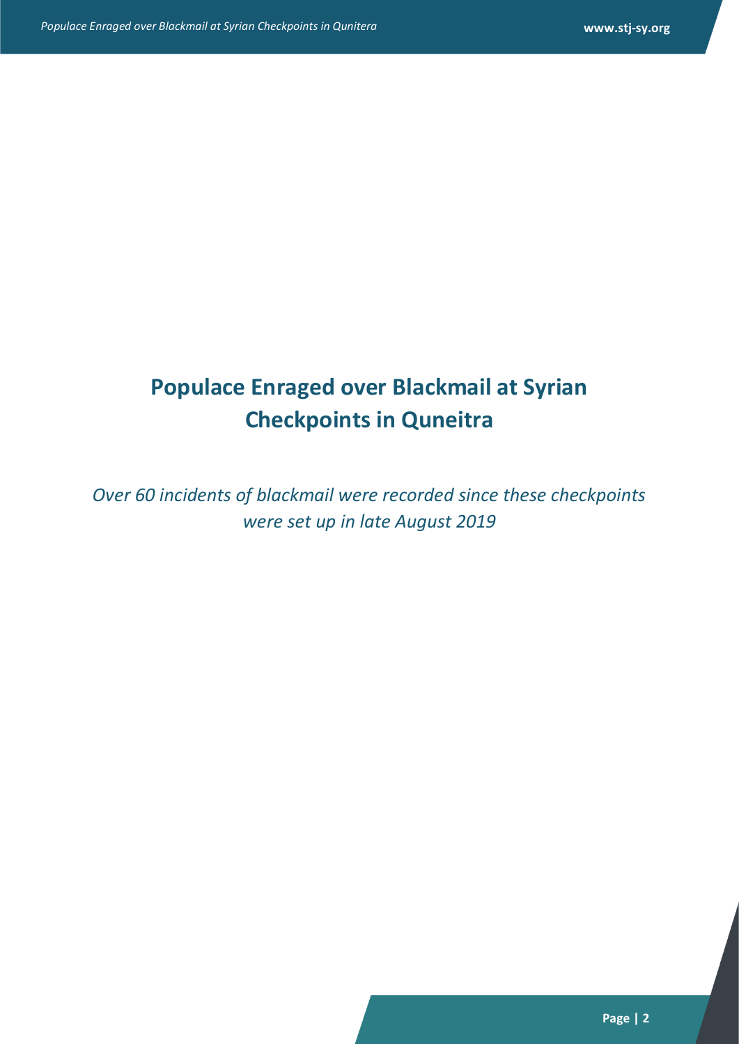# Populace Enraged over Blackmail at Syrian Checkpoints in Quneitra

*Over 60 incidents of blackmail were recorded since these checkpoints were set up in late August 2019*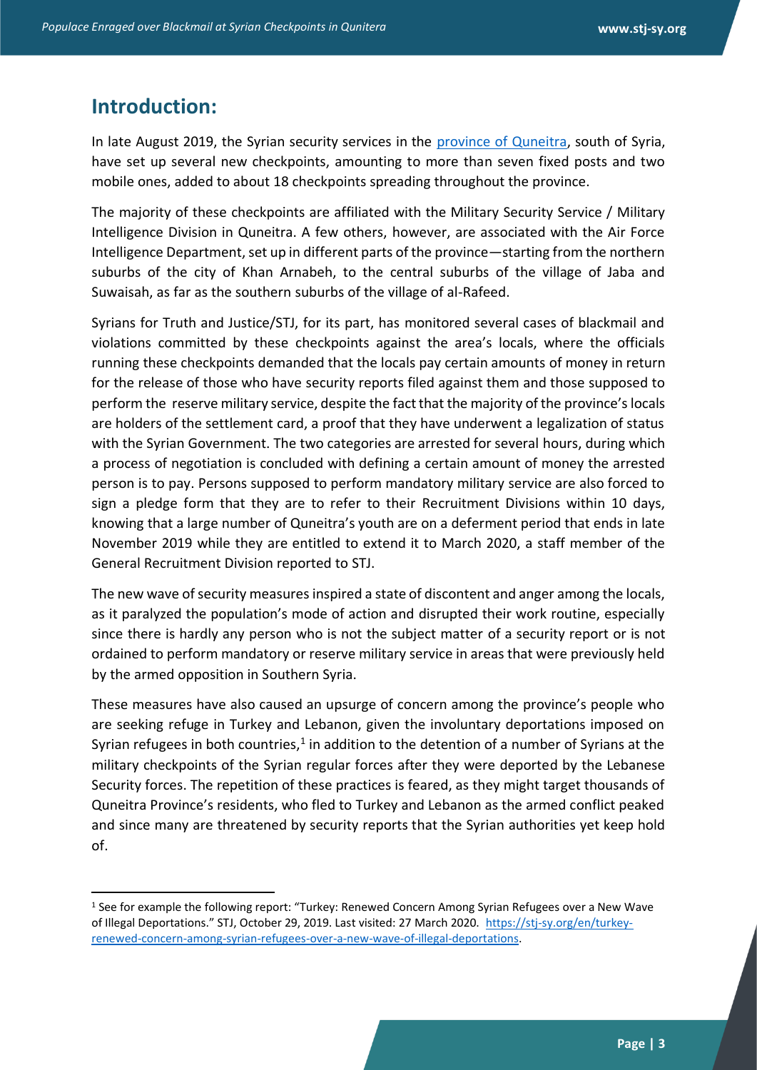## Introduction:

In late August 2019, the Syrian security services in the [province of Quneitra](#), south of Syria, have set up several new checkpoints, amounting to more than seven fixed posts and two mobile ones, added to about 18 checkpoints spreading throughout the province.

The majority of these checkpoints are affiliated with the Military Security Service / Military Intelligence Division in Quneitra. A few others, however, are associated with the Air Force Intelligence Department, set up in different parts of the province—starting from the northern suburbs of the city of Khan Arnabeh, to the central suburbs of the village of Jaba and Suwaisah, as far as the southern suburbs of the village of al-Rafeed.

Syrians for Truth and Justice/STJ, for its part, has monitored several cases of blackmail and violations committed by these checkpoints against the area's locals, where the officials running these checkpoints demanded that the locals pay certain amounts of money in return for the release of those who have security reports filed against them and those supposed to perform the reserve military service, despite the fact that the majority of the province's locals are holders of the settlement card, a proof that they have underwent a legalization of status with the Syrian Government. The two categories are arrested for several hours, during which a process of negotiation is concluded with defining a certain amount of money the arrested person is to pay. Persons supposed to perform mandatory military service are also forced to sign a pledge form that they are to refer to their Recruitment Divisions within 10 days, knowing that a large number of Quneitra's youth are on a deferment period that ends in late November 2019 while they are entitled to extend it to March 2020, a staff member of the General Recruitment Division reported to STJ.

The new wave of security measures inspired a state of discontent and anger among the locals, as it paralyzed the population's mode of action and disrupted their work routine, especially since there is hardly any person who is not the subject matter of a security report or is not ordained to perform mandatory or reserve military service in areas that were previously held by the armed opposition in Southern Syria.

These measures have also caused an upsurge of concern among the province's people who are seeking refuge in Turkey and Lebanon, given the involuntary deportations imposed on Syrian refugees in both countries,[1] in addition to the detention of a number of Syrians at the military checkpoints of the Syrian regular forces after they were deported by the Lebanese Security forces. The repetition of these practices is feared, as they might target thousands of Quneitra Province's residents, who fled to Turkey and Lebanon as the armed conflict peaked and since many are threatened by security reports that the Syrian authorities yet keep hold of.

---

[1] See for example the following report: "Turkey: Renewed Concern Among Syrian Refugees over a New Wave of Illegal Deportations." STJ, October 29, 2019. Last visited: 27 March 2020. [https://stj-sy.org/en/turkey-renewed-concern-among-syrian-refugees-over-a-new-wave-of-illegal-deportations](https://stj-sy.org/en/turkey-renewed-concern-among-syrian-refugees-over-a-new-wave-of-illegal-deportations).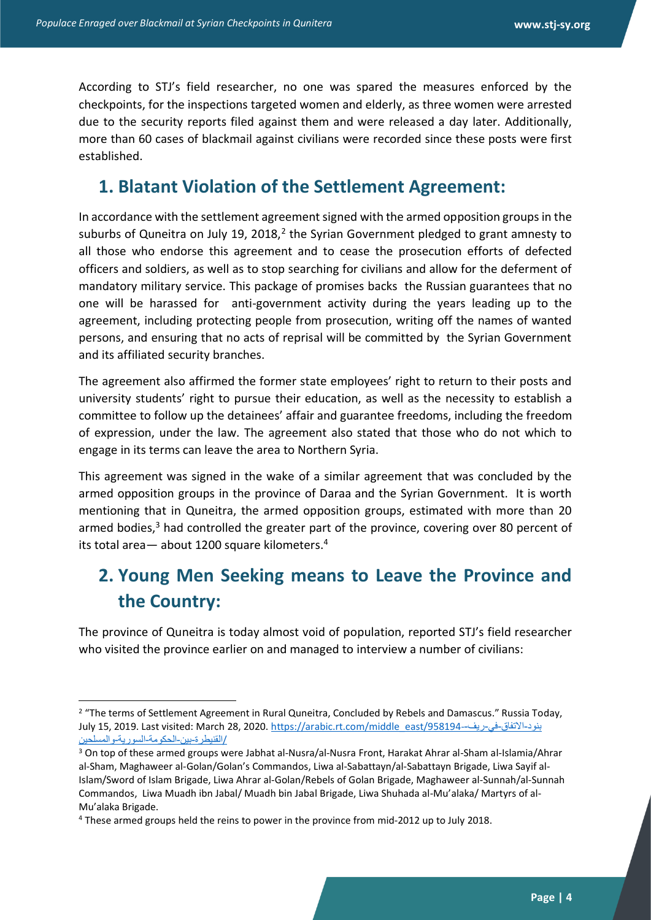According to STJ's field researcher, no one was spared the measures enforced by the checkpoints, for the inspections targeted women and elderly, as three women were arrested due to the security reports filed against them and were released a day later. Additionally, more than 60 cases of blackmail against civilians were recorded since these posts were first established.

## 1. Blatant Violation of the Settlement Agreement:

In accordance with the settlement agreement signed with the armed opposition groups in the suburbs of Quneitra on July 19, 2018,[2] the Syrian Government pledged to grant amnesty to all those who endorse this agreement and to cease the prosecution efforts of defected officers and soldiers, as well as to stop searching for civilians and allow for the deferment of mandatory military service. This package of promises backs the Russian guarantees that no one will be harassed for anti-government activity during the years leading up to the agreement, including protecting people from prosecution, writing off the names of wanted persons, and ensuring that no acts of reprisal will be committed by the Syrian Government and its affiliated security branches.

The agreement also affirmed the former state employees' right to return to their posts and university students' right to pursue their education, as well as the necessity to establish a committee to follow up the detainees' affair and guarantee freedoms, including the freedom of expression, under the law. The agreement also stated that those who do not which to engage in its terms can leave the area to Northern Syria.

This agreement was signed in the wake of a similar agreement that was concluded by the armed opposition groups in the province of Daraa and the Syrian Government. It is worth mentioning that in Quneitra, the armed opposition groups, estimated with more than 20 armed bodies,[3] had controlled the greater part of the province, covering over 80 percent of its total area— about 1200 square kilometers.[4]

## 2. Young Men Seeking means to Leave the Province and the Country:

The province of Quneitra is today almost void of population, reported STJ's field researcher who visited the province earlier on and managed to interview a number of civilians:

---

[2] "The terms of Settlement Agreement in Rural Quneitra, Concluded by Rebels and Damascus." Russia Today, July 15, 2019. Last visited: March 28, 2020. https://arabic.rt.com/middle_east/958194--بنود-الاتفاق-في-ريف-القنيطرة-بين-الحكومة-السورية-و-المسلحين/

[3] On top of these armed groups were Jabhat al-Nusra/al-Nusra Front, Harakat Ahrar al-Sham al-Islamia/Ahrar al-Sham, Maghaweer al-Golan/Golan's Commandos, Liwa al-Sabattayn/al-Sabattayn Brigade, Liwa Sayif al-Islam/Sword of Islam Brigade, Liwa Ahrar al-Golan/Rebels of Golan Brigade, Maghaweer al-Sunnah/al-Sunnah Commandos, Liwa Muadh ibn Jabal/ Muadh bin Jabal Brigade, Liwa Shuhada al-Mu'alaka/ Martyrs of al-Mu'alaka Brigade.

[4] These armed groups held the reins to power in the province from mid-2012 up to July 2018.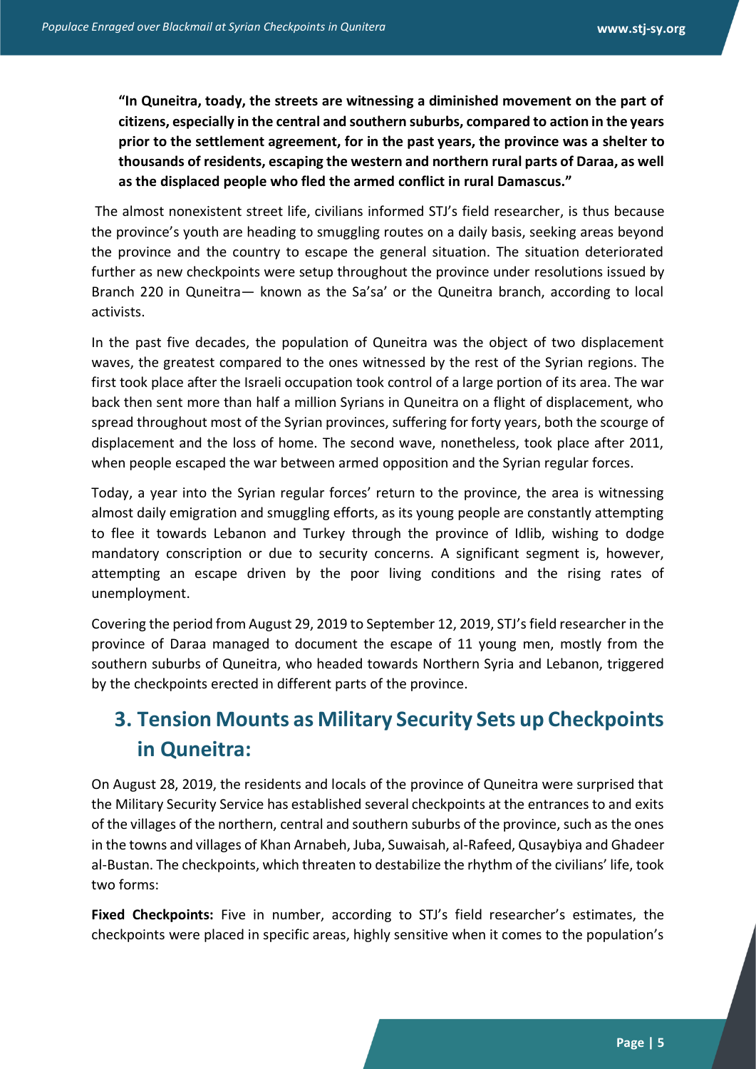**"In Quneitra, toady, the streets are witnessing a diminished movement on the part of citizens, especially in the central and southern suburbs, compared to action in the years prior to the settlement agreement, for in the past years, the province was a shelter to thousands of residents, escaping the western and northern rural parts of Daraa, as well as the displaced people who fled the armed conflict in rural Damascus."**

The almost nonexistent street life, civilians informed STJ's field researcher, is thus because the province's youth are heading to smuggling routes on a daily basis, seeking areas beyond the province and the country to escape the general situation. The situation deteriorated further as new checkpoints were setup throughout the province under resolutions issued by Branch 220 in Quneitra— known as the Sa'sa' or the Quneitra branch, according to local activists.

In the past five decades, the population of Quneitra was the object of two displacement waves, the greatest compared to the ones witnessed by the rest of the Syrian regions. The first took place after the Israeli occupation took control of a large portion of its area. The war back then sent more than half a million Syrians in Quneitra on a flight of displacement, who spread throughout most of the Syrian provinces, suffering for forty years, both the scourge of displacement and the loss of home. The second wave, nonetheless, took place after 2011, when people escaped the war between armed opposition and the Syrian regular forces.

Today, a year into the Syrian regular forces' return to the province, the area is witnessing almost daily emigration and smuggling efforts, as its young people are constantly attempting to flee it towards Lebanon and Turkey through the province of Idlib, wishing to dodge mandatory conscription or due to security concerns. A significant segment is, however, attempting an escape driven by the poor living conditions and the rising rates of unemployment.

Covering the period from August 29, 2019 to September 12, 2019, STJ's field researcher in the province of Daraa managed to document the escape of 11 young men, mostly from the southern suburbs of Quneitra, who headed towards Northern Syria and Lebanon, triggered by the checkpoints erected in different parts of the province.

## 3. Tension Mounts as Military Security Sets up Checkpoints in Quneitra:

On August 28, 2019, the residents and locals of the province of Quneitra were surprised that the Military Security Service has established several checkpoints at the entrances to and exits of the villages of the northern, central and southern suburbs of the province, such as the ones in the towns and villages of Khan Arnabeh, Juba, Suwaisah, al-Rafeed, Qusaybiya and Ghadeer al-Bustan. The checkpoints, which threaten to destabilize the rhythm of the civilians' life, took two forms:

**Fixed Checkpoints:** Five in number, according to STJ's field researcher's estimates, the checkpoints were placed in specific areas, highly sensitive when it comes to the population's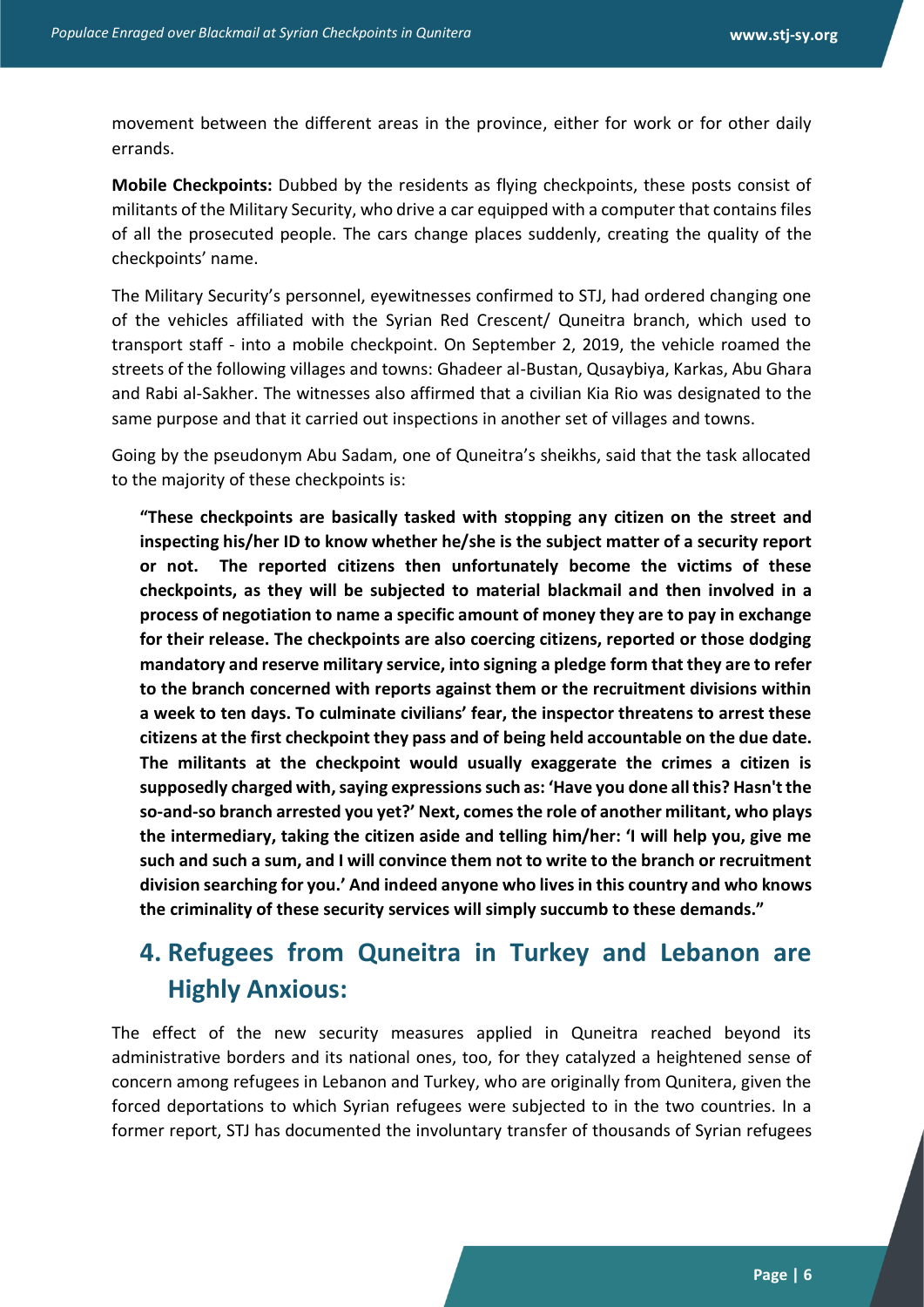movement between the different areas in the province, either for work or for other daily errands.

**Mobile Checkpoints:** Dubbed by the residents as flying checkpoints, these posts consist of militants of the Military Security, who drive a car equipped with a computer that contains files of all the prosecuted people. The cars change places suddenly, creating the quality of the checkpoints' name.

The Military Security's personnel, eyewitnesses confirmed to STJ, had ordered changing one of the vehicles affiliated with the Syrian Red Crescent/ Quneitra branch, which used to transport staff - into a mobile checkpoint. On September 2, 2019, the vehicle roamed the streets of the following villages and towns: Ghadeer al-Bustan, Qusaybiya, Karkas, Abu Ghara and Rabi al-Sakher. The witnesses also affirmed that a civilian Kia Rio was designated to the same purpose and that it carried out inspections in another set of villages and towns.

Going by the pseudonym Abu Sadam, one of Quneitra's sheikhs, said that the task allocated to the majority of these checkpoints is:

> **"These checkpoints are basically tasked with stopping any citizen on the street and inspecting his/her ID to know whether he/she is the subject matter of a security report or not. The reported citizens then unfortunately become the victims of these checkpoints, as they will be subjected to material blackmail and then involved in a process of negotiation to name a specific amount of money they are to pay in exchange for their release. The checkpoints are also coercing citizens, reported or those dodging mandatory and reserve military service, into signing a pledge form that they are to refer to the branch concerned with reports against them or the recruitment divisions within a week to ten days. To culminate civilians' fear, the inspector threatens to arrest these citizens at the first checkpoint they pass and of being held accountable on the due date. The militants at the checkpoint would usually exaggerate the crimes a citizen is supposedly charged with, saying expressions such as: 'Have you done all this? Hasn't the so-and-so branch arrested you yet?' Next, comes the role of another militant, who plays the intermediary, taking the citizen aside and telling him/her: 'I will help you, give me such and such a sum, and I will convince them not to write to the branch or recruitment division searching for you.' And indeed anyone who lives in this country and who knows the criminality of these security services will simply succumb to these demands."**

## 4. Refugees from Quneitra in Turkey and Lebanon are Highly Anxious:

The effect of the new security measures applied in Quneitra reached beyond its administrative borders and its national ones, too, for they catalyzed a heightened sense of concern among refugees in Lebanon and Turkey, who are originally from Qunitera, given the forced deportations to which Syrian refugees were subjected to in the two countries. In a former report, STJ has documented the involuntary transfer of thousands of Syrian refugees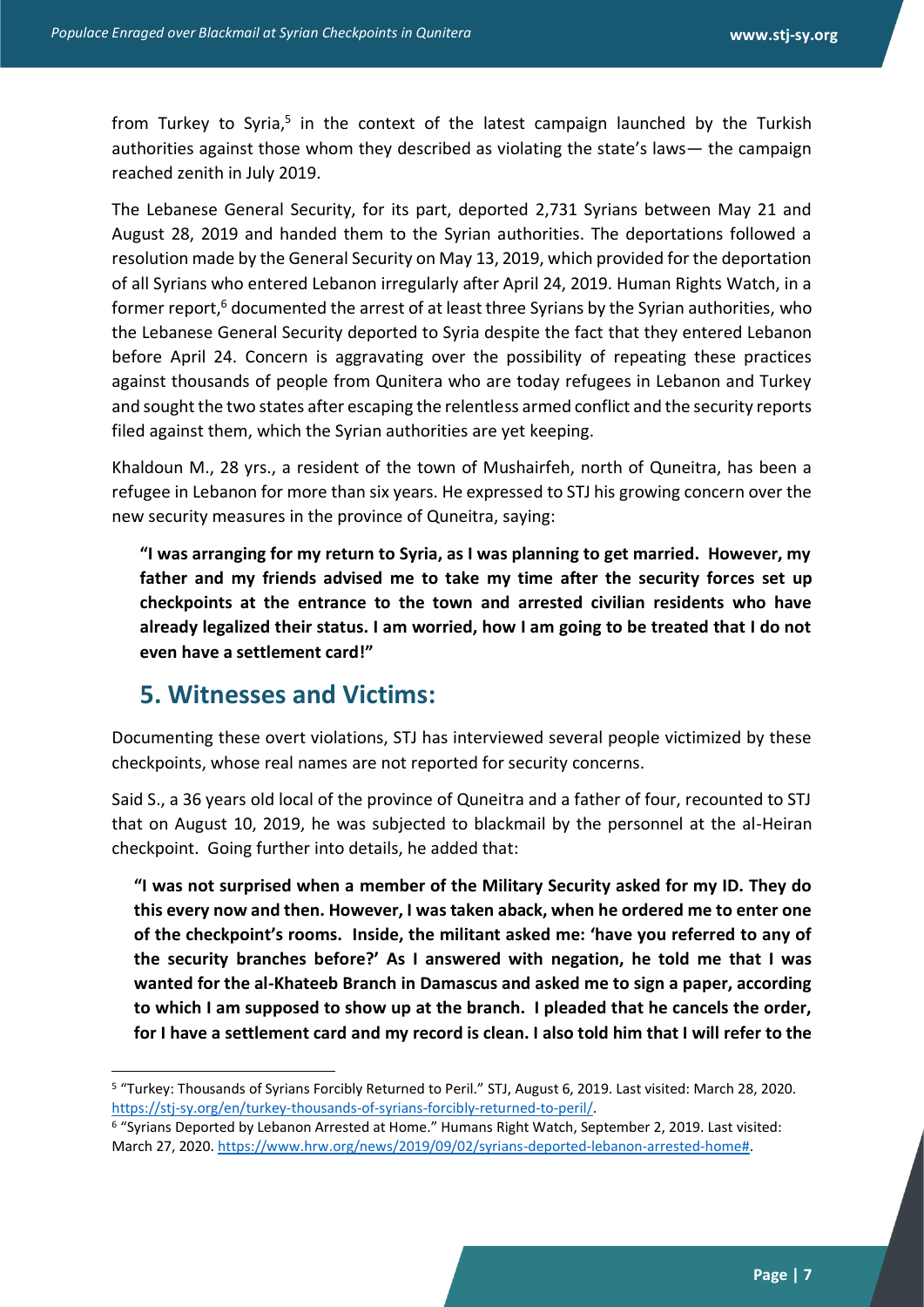from Turkey to Syria,[5] in the context of the latest campaign launched by the Turkish authorities against those whom they described as violating the state's laws— the campaign reached zenith in July 2019.

The Lebanese General Security, for its part, deported 2,731 Syrians between May 21 and August 28, 2019 and handed them to the Syrian authorities. The deportations followed a resolution made by the General Security on May 13, 2019, which provided for the deportation of all Syrians who entered Lebanon irregularly after April 24, 2019. Human Rights Watch, in a former report,[6] documented the arrest of at least three Syrians by the Syrian authorities, who the Lebanese General Security deported to Syria despite the fact that they entered Lebanon before April 24. Concern is aggravating over the possibility of repeating these practices against thousands of people from Qunitera who are today refugees in Lebanon and Turkey and sought the two states after escaping the relentless armed conflict and the security reports filed against them, which the Syrian authorities are yet keeping.

Khaldoun M., 28 yrs., a resident of the town of Mushairfeh, north of Quneitra, has been a refugee in Lebanon for more than six years. He expressed to STJ his growing concern over the new security measures in the province of Quneitra, saying:

> **"I was arranging for my return to Syria, as I was planning to get married. However, my father and my friends advised me to take my time after the security forces set up checkpoints at the entrance to the town and arrested civilian residents who have already legalized their status. I am worried, how I am going to be treated that I do not even have a settlement card!"**

## 5. Witnesses and Victims:

Documenting these overt violations, STJ has interviewed several people victimized by these checkpoints, whose real names are not reported for security concerns.

Said S., a 36 years old local of the province of Quneitra and a father of four, recounted to STJ that on August 10, 2019, he was subjected to blackmail by the personnel at the al-Heiran checkpoint. Going further into details, he added that:

> **"I was not surprised when a member of the Military Security asked for my ID. They do this every now and then. However, I was taken aback, when he ordered me to enter one of the checkpoint's rooms. Inside, the militant asked me: 'have you referred to any of the security branches before?' As I answered with negation, he told me that I was wanted for the al-Khateeb Branch in Damascus and asked me to sign a paper, according to which I am supposed to show up at the branch. I pleaded that he cancels the order, for I have a settlement card and my record is clean. I also told him that I will refer to the**

---

[5] "Turkey: Thousands of Syrians Forcibly Returned to Peril." STJ, August 6, 2019. Last visited: March 28, 2020. https://stj-sy.org/en/turkey-thousands-of-syrians-forcibly-returned-to-peril/.

[6] "Syrians Deported by Lebanon Arrested at Home." Humans Right Watch, September 2, 2019. Last visited: March 27, 2020. https://www.hrw.org/news/2019/09/02/syrians-deported-lebanon-arrested-home#.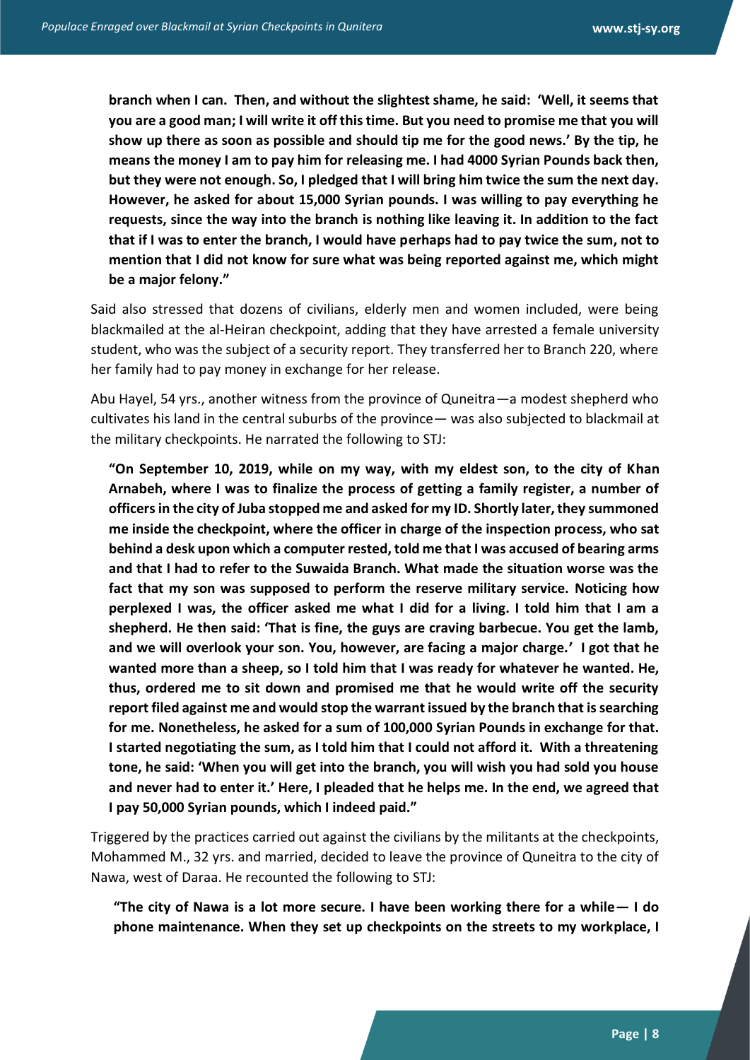**branch when I can. Then, and without the slightest shame, he said: 'Well, it seems that you are a good man; I will write it off this time. But you need to promise me that you will show up there as soon as possible and should tip me for the good news.' By the tip, he means the money I am to pay him for releasing me. I had 4000 Syrian Pounds back then, but they were not enough. So, I pledged that I will bring him twice the sum the next day. However, he asked for about 15,000 Syrian pounds. I was willing to pay everything he requests, since the way into the branch is nothing like leaving it. In addition to the fact that if I was to enter the branch, I would have perhaps had to pay twice the sum, not to mention that I did not know for sure what was being reported against me, which might be a major felony."**

Said also stressed that dozens of civilians, elderly men and women included, were being blackmailed at the al-Heiran checkpoint, adding that they have arrested a female university student, who was the subject of a security report. They transferred her to Branch 220, where her family had to pay money in exchange for her release.

Abu Hayel, 54 yrs., another witness from the province of Quneitra—a modest shepherd who cultivates his land in the central suburbs of the province— was also subjected to blackmail at the military checkpoints. He narrated the following to STJ:

**"On September 10, 2019, while on my way, with my eldest son, to the city of Khan Arnabeh, where I was to finalize the process of getting a family register, a number of officers in the city of Juba stopped me and asked for my ID. Shortly later, they summoned me inside the checkpoint, where the officer in charge of the inspection process, who sat behind a desk upon which a computer rested, told me that I was accused of bearing arms and that I had to refer to the Suwaida Branch. What made the situation worse was the fact that my son was supposed to perform the reserve military service. Noticing how perplexed I was, the officer asked me what I did for a living. I told him that I am a shepherd. He then said: 'That is fine, the guys are craving barbecue. You get the lamb, and we will overlook your son. You, however, are facing a major charge.' I got that he wanted more than a sheep, so I told him that I was ready for whatever he wanted. He, thus, ordered me to sit down and promised me that he would write off the security report filed against me and would stop the warrant issued by the branch that is searching for me. Nonetheless, he asked for a sum of 100,000 Syrian Pounds in exchange for that. I started negotiating the sum, as I told him that I could not afford it. With a threatening tone, he said: 'When you will get into the branch, you will wish you had sold you house and never had to enter it.' Here, I pleaded that he helps me. In the end, we agreed that I pay 50,000 Syrian pounds, which I indeed paid."**

Triggered by the practices carried out against the civilians by the militants at the checkpoints, Mohammed M., 32 yrs. and married, decided to leave the province of Quneitra to the city of Nawa, west of Daraa. He recounted the following to STJ:

**"The city of Nawa is a lot more secure. I have been working there for a while— I do phone maintenance. When they set up checkpoints on the streets to my workplace, I**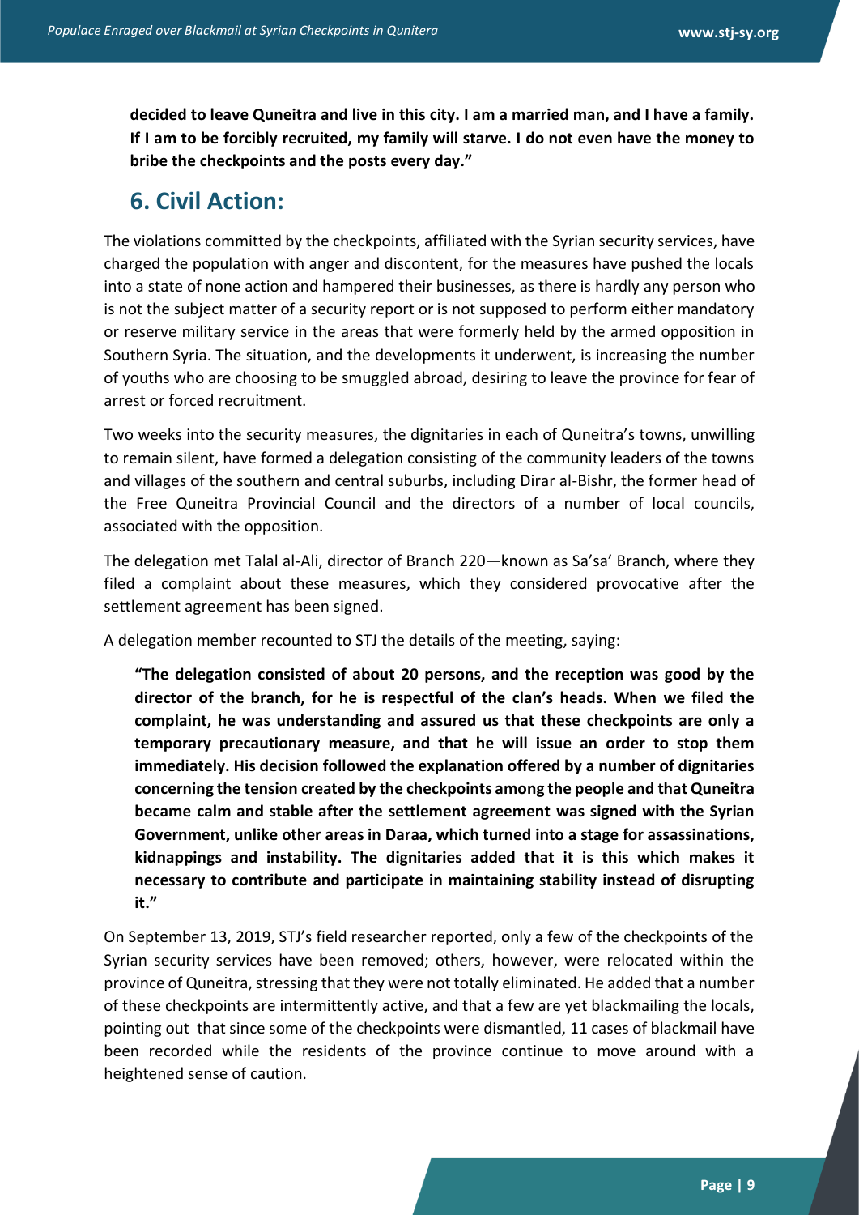**decided to leave Quneitra and live in this city. I am a married man, and I have a family. If I am to be forcibly recruited, my family will starve. I do not even have the money to bribe the checkpoints and the posts every day."**

## 6. Civil Action:

The violations committed by the checkpoints, affiliated with the Syrian security services, have charged the population with anger and discontent, for the measures have pushed the locals into a state of none action and hampered their businesses, as there is hardly any person who is not the subject matter of a security report or is not supposed to perform either mandatory or reserve military service in the areas that were formerly held by the armed opposition in Southern Syria. The situation, and the developments it underwent, is increasing the number of youths who are choosing to be smuggled abroad, desiring to leave the province for fear of arrest or forced recruitment.

Two weeks into the security measures, the dignitaries in each of Quneitra's towns, unwilling to remain silent, have formed a delegation consisting of the community leaders of the towns and villages of the southern and central suburbs, including Dirar al-Bishr, the former head of the Free Quneitra Provincial Council and the directors of a number of local councils, associated with the opposition.

The delegation met Talal al-Ali, director of Branch 220—known as Sa'sa' Branch, where they filed a complaint about these measures, which they considered provocative after the settlement agreement has been signed.

A delegation member recounted to STJ the details of the meeting, saying:

> **"The delegation consisted of about 20 persons, and the reception was good by the director of the branch, for he is respectful of the clan's heads. When we filed the complaint, he was understanding and assured us that these checkpoints are only a temporary precautionary measure, and that he will issue an order to stop them immediately. His decision followed the explanation offered by a number of dignitaries concerning the tension created by the checkpoints among the people and that Quneitra became calm and stable after the settlement agreement was signed with the Syrian Government, unlike other areas in Daraa, which turned into a stage for assassinations, kidnappings and instability. The dignitaries added that it is this which makes it necessary to contribute and participate in maintaining stability instead of disrupting it."**

On September 13, 2019, STJ's field researcher reported, only a few of the checkpoints of the Syrian security services have been removed; others, however, were relocated within the province of Quneitra, stressing that they were not totally eliminated. He added that a number of these checkpoints are intermittently active, and that a few are yet blackmailing the locals, pointing out that since some of the checkpoints were dismantled, 11 cases of blackmail have been recorded while the residents of the province continue to move around with a heightened sense of caution.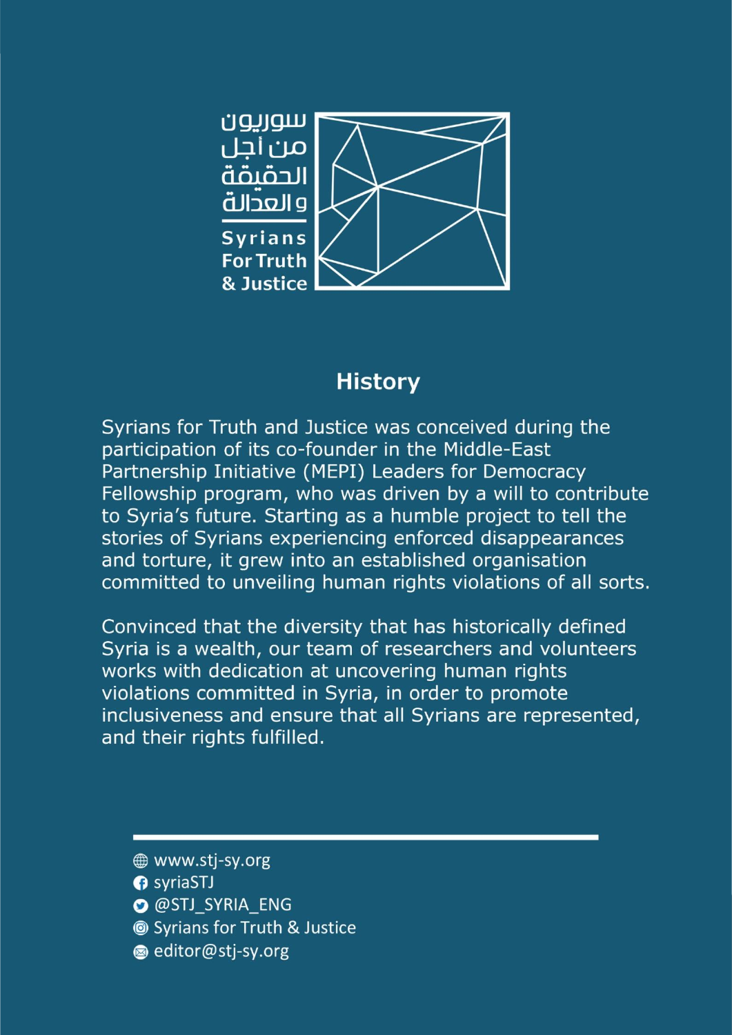سوريون
من أجل
الحقيقة
و العدالة

Syrians
For Truth
& Justice

## History

Syrians for Truth and Justice was conceived during the participation of its co-founder in the Middle-East Partnership Initiative (MEPI) Leaders for Democracy Fellowship program, who was driven by a will to contribute to Syria's future. Starting as a humble project to tell the stories of Syrians experiencing enforced disappearances and torture, it grew into an established organisation committed to unveiling human rights violations of all sorts.

Convinced that the diversity that has historically defined Syria is a wealth, our team of researchers and volunteers works with dedication at uncovering human rights violations committed in Syria, in order to promote inclusiveness and ensure that all Syrians are represented, and their rights fulfilled.

---

- www.stj-sy.org
- syriaSTJ
- @STJ_SYRIA_ENG
- Syrians for Truth & Justice
- editor@stj-sy.org